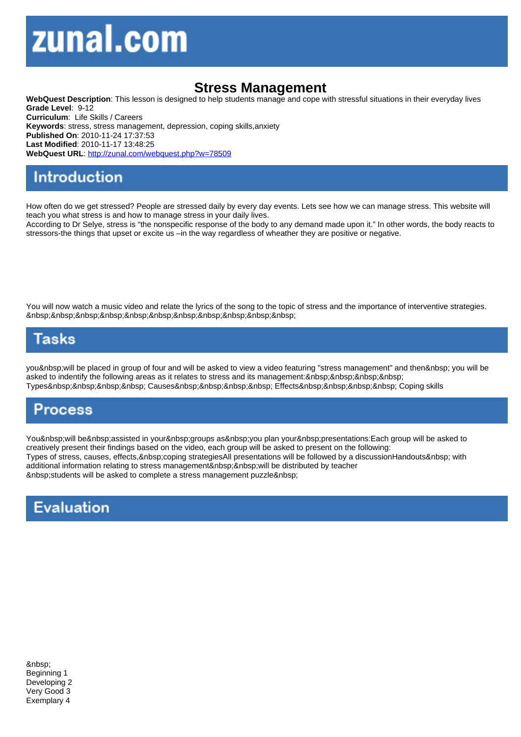zunal.com

# Stress Management

**WebQuest Description**: This lesson is designed to help students manage and cope with stressful situations in their everyday lives
**Grade Level**: 9-12
**Curriculum**: Life Skills / Careers
**Keywords**: stress, stress management, depression, coping skills,anxiety
**Published On**: 2010-11-24 17:37:53
**Last Modified**: 2010-11-17 13:48:25
**WebQuest URL**: http://zunal.com/webquest.php?w=78509

## Introduction

How often do we get stressed? People are stressed daily by every day events. Lets see how we can manage stress. This website will teach you what stress is and how to manage stress in your daily lives.
According to Dr Selye, stress is “the nonspecific response of the body to any demand made upon it.” In other words, the body reacts to stressors-the things that upset or excite us –in the way regardless of wheather they are positive or negative.

You will now watch a music video and relate the lyrics of the song to the topic of stress and the importance of interventive strategies. &nbsp;&nbsp;&nbsp;&nbsp;&nbsp;&nbsp;&nbsp;&nbsp;&nbsp;&nbsp;&nbsp;

## Tasks

you&nbsp;will be placed in group of four and will be asked to view a video featuring "stress management" and then&nbsp; you will be asked to indentify the following areas as it relates to stress and its management:&nbsp;&nbsp;&nbsp;&nbsp; Types&nbsp;&nbsp;&nbsp;&nbsp; Causes&nbsp;&nbsp;&nbsp;&nbsp; Effects&nbsp;&nbsp;&nbsp;&nbsp; Coping skills

## Process

You&nbsp;will be&nbsp;assisted in your&nbsp;groups as&nbsp;you plan your&nbsp;presentations:Each group will be asked to creatively present their findings based on the video, each group will be asked to present on the following:
Types of stress, causes, effects,&nbsp;coping strategiesAll presentations will be followed by a discussionHandouts&nbsp; with additional information relating to stress management&nbsp;&nbsp;will be distributed by teacher
&nbsp;students will be asked to complete a stress management puzzle&nbsp;

## Evaluation

&nbsp;
Beginning 1
Developing 2
Very Good 3
Exemplary 4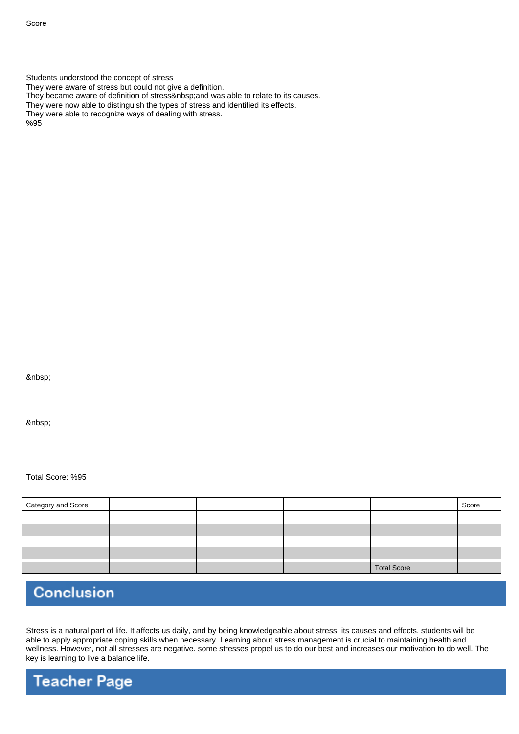Score

Students understood the concept of stress
They were aware of stress but could not give a definition.
They became aware of definition of stress&nbsp;and was able to relate to its causes.
They were now able to distinguish the types of stress and identified its effects.
They were able to recognize ways of dealing with stress.
%95

&nbsp;

&nbsp;

Total Score: %95

| Category and Score | | | | | Score |
|---|---|---|---|---|---|
| | | | | | |
| | | | | | |
| | | | | | |
| | | | | | |
| | | | | Total Score | |

## Conclusion

Stress is a natural part of life. It affects us daily, and by being knowledgeable about stress, its causes and effects, students will be able to apply appropriate coping skills when necessary. Learning about stress management is crucial to maintaining health and wellness. However, not all stresses are negative. some stresses propel us to do our best and increases our motivation to do well. The key is learning to live a balance life.

## Teacher Page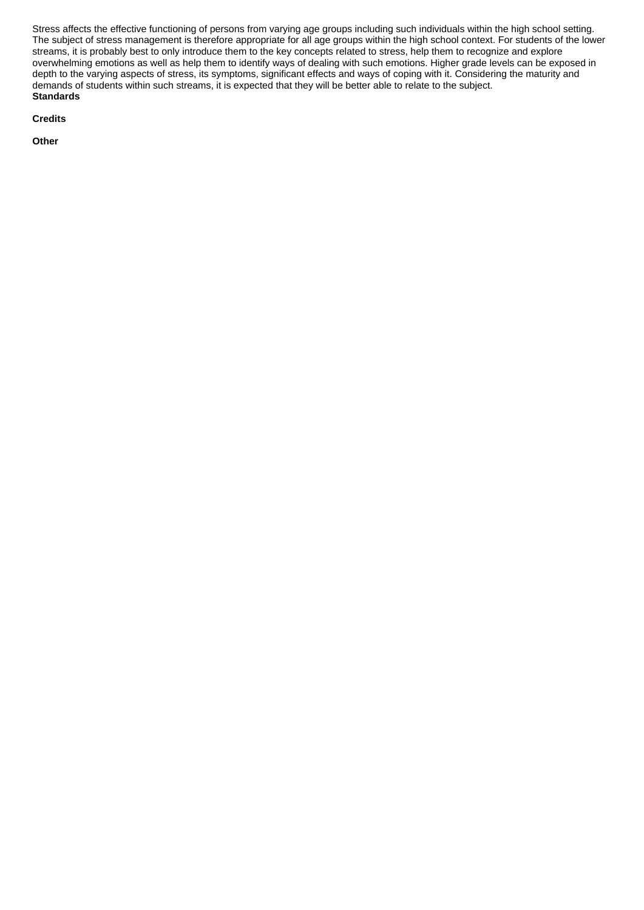Stress affects the effective functioning of persons from varying age groups including such individuals within the high school setting. The subject of stress management is therefore appropriate for all age groups within the high school context. For students of the lower streams, it is probably best to only introduce them to the key concepts related to stress, help them to recognize and explore overwhelming emotions as well as help them to identify ways of dealing with such emotions. Higher grade levels can be exposed in depth to the varying aspects of stress, its symptoms, significant effects and ways of coping with it. Considering the maturity and demands of students within such streams, it is expected that they will be better able to relate to the subject.

**Standards**

**Credits**

**Other**